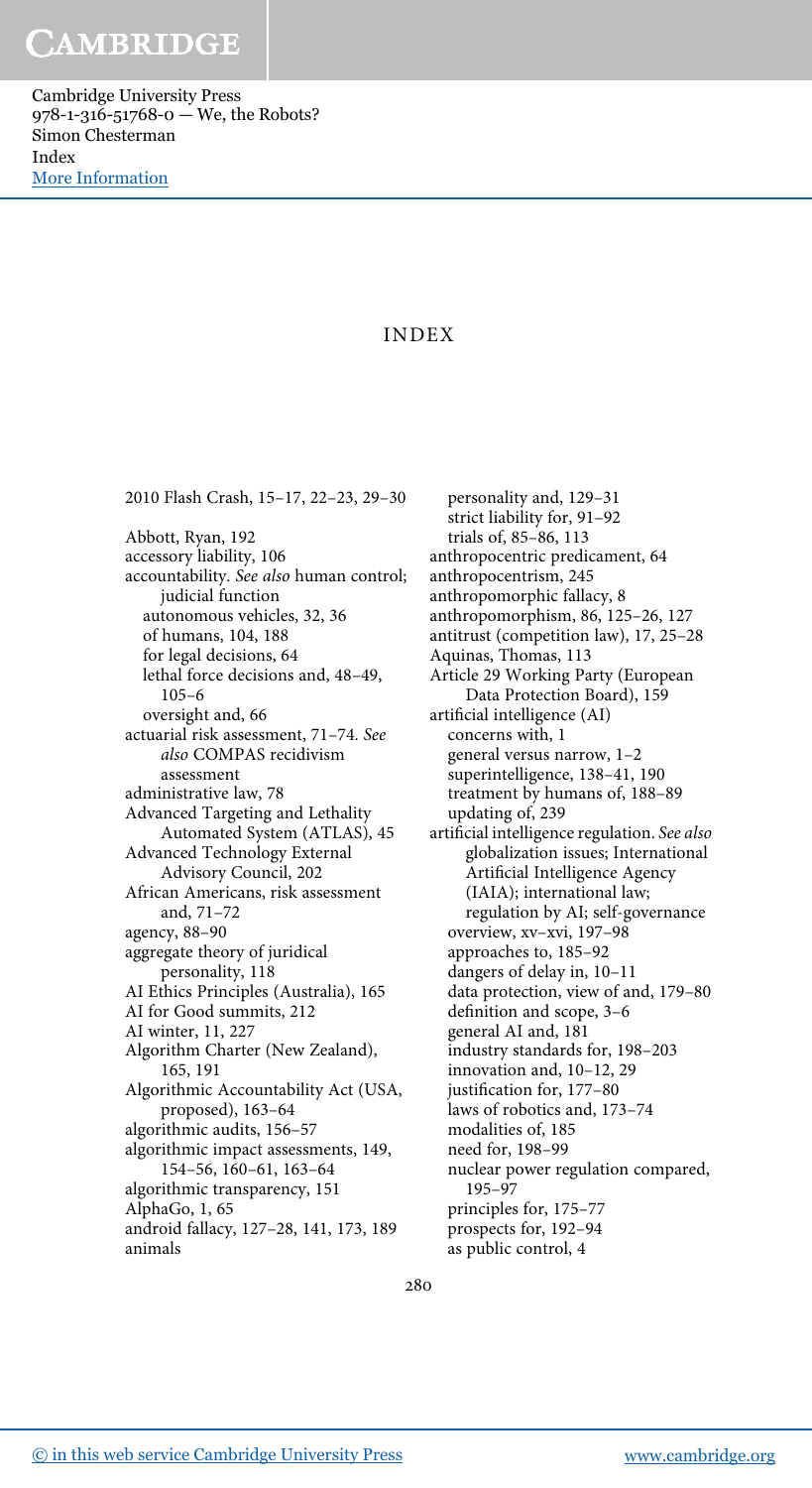# INDEX

2010 Flash Crash, 15–17, 22–23, 29–30

Abbott, Ryan, 192
accessory liability, 106
accountability. *See also* human control; judicial function
- autonomous vehicles, 32, 36
- of humans, 104, 188
- for legal decisions, 64
- lethal force decisions and, 48–49, 105–6
- oversight and, 66

actuarial risk assessment, 71–74. *See also* COMPAS recidivism assessment
administrative law, 78
Advanced Targeting and Lethality Automated System (ATLAS), 45
Advanced Technology External Advisory Council, 202
African Americans, risk assessment and, 71–72
agency, 88–90
aggregate theory of juridical personality, 118
AI Ethics Principles (Australia), 165
AI for Good summits, 212
AI winter, 11, 227
Algorithm Charter (New Zealand), 165, 191
Algorithmic Accountability Act (USA, proposed), 163–64
algorithmic audits, 156–57
algorithmic impact assessments, 149, 154–56, 160–61, 163–64
algorithmic transparency, 151
AlphaGo, 1, 65
android fallacy, 127–28, 141, 173, 189
animals
- personality and, 129–31
- strict liability for, 91–92
- trials of, 85–86, 113

anthropocentric predicament, 64
anthropocentrism, 245
anthropomorphic fallacy, 8
anthropomorphism, 86, 125–26, 127
antitrust (competition law), 17, 25–28
Aquinas, Thomas, 113
Article 29 Working Party (European Data Protection Board), 159
artificial intelligence (AI)
- concerns with, 1
- general versus narrow, 1–2
- superintelligence, 138–41, 190
- treatment by humans of, 188–89
- updating of, 239

artificial intelligence regulation. *See also* globalization issues; International Artificial Intelligence Agency (IAIA); international law; regulation by AI; self-governance
- overview, xv–xvi, 197–98
- approaches to, 185–92
- dangers of delay in, 10–11
- data protection, view of and, 179–80
- definition and scope, 3–6
- general AI and, 181
- industry standards for, 198–203
- innovation and, 10–12, 29
- justification for, 177–80
- laws of robotics and, 173–74
- modalities of, 185
- need for, 198–99
- nuclear power regulation compared, 195–97
- principles for, 175–77
- prospects for, 192–94
- as public control, 4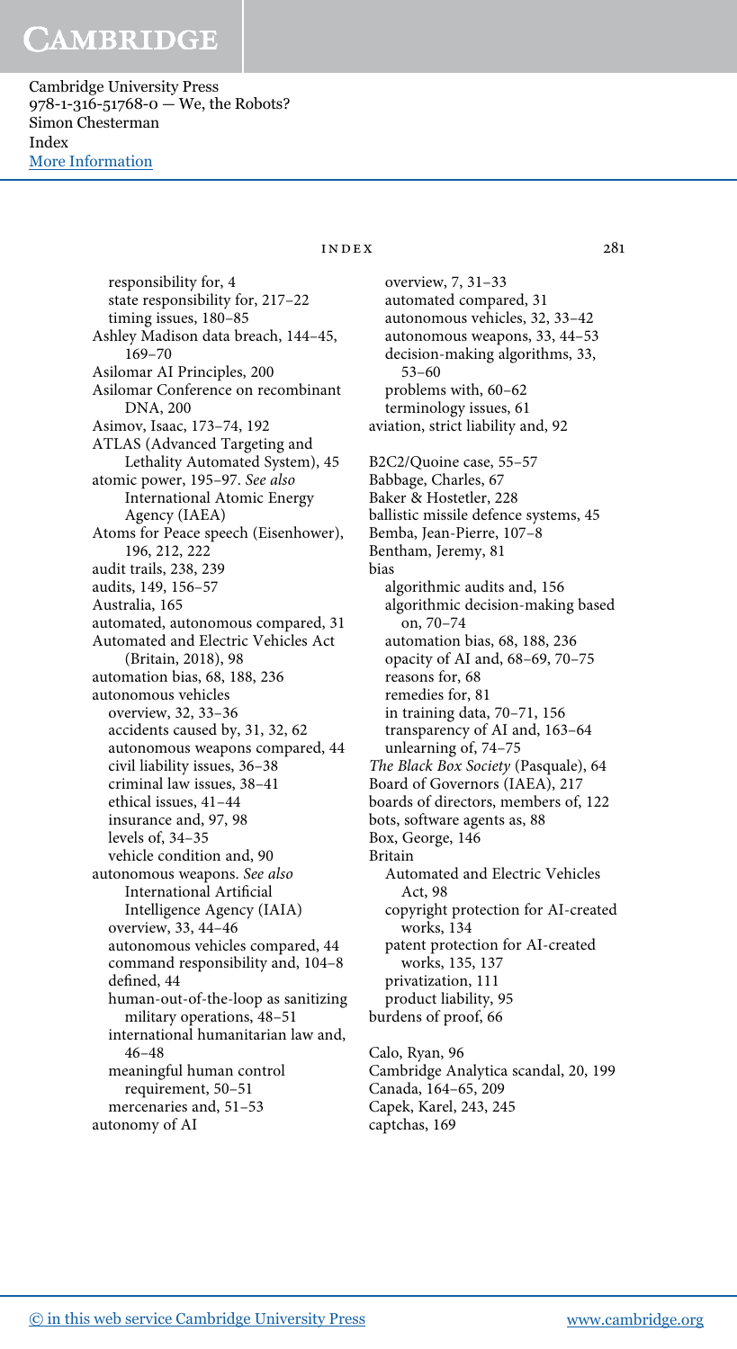responsibility for, 4
  state responsibility for, 217–22
  timing issues, 180–85
Ashley Madison data breach, 144–45, 169–70
Asilomar AI Principles, 200
Asilomar Conference on recombinant DNA, 200
Asimov, Isaac, 173–74, 192
ATLAS (Advanced Targeting and Lethality Automated System), 45
atomic power, 195–97. *See also* International Atomic Energy Agency (IAEA)
Atoms for Peace speech (Eisenhower), 196, 212, 222
audit trails, 238, 239
audits, 149, 156–57
Australia, 165
automated, autonomous compared, 31
Automated and Electric Vehicles Act (Britain, 2018), 98
automation bias, 68, 188, 236
autonomous vehicles
  overview, 32, 33–36
  accidents caused by, 31, 32, 62
  autonomous weapons compared, 44
  civil liability issues, 36–38
  criminal law issues, 38–41
  ethical issues, 41–44
  insurance and, 97, 98
  levels of, 34–35
  vehicle condition and, 90
autonomous weapons. *See also* International Artificial Intelligence Agency (IAIA)
  overview, 33, 44–46
  autonomous vehicles compared, 44
  command responsibility and, 104–8
  defined, 44
  human-out-of-the-loop as sanitizing military operations, 48–51
  international humanitarian law and, 46–48
  meaningful human control requirement, 50–51
  mercenaries and, 51–53
autonomy of AI
  overview, 7, 31–33
  automated compared, 31
  autonomous vehicles, 32, 33–42
  autonomous weapons, 33, 44–53
  decision-making algorithms, 33, 53–60
  problems with, 60–62
  terminology issues, 61
aviation, strict liability and, 92

B2C2/Quoine case, 55–57
Babbage, Charles, 67
Baker & Hostetler, 228
ballistic missile defence systems, 45
Bemba, Jean-Pierre, 107–8
Bentham, Jeremy, 81
bias
  algorithmic audits and, 156
  algorithmic decision-making based on, 70–74
  automation bias, 68, 188, 236
  opacity of AI and, 68–69, 70–75
  reasons for, 68
  remedies for, 81
  in training data, 70–71, 156
  transparency of AI and, 163–64
  unlearning of, 74–75
*The Black Box Society* (Pasquale), 64
Board of Governors (IAEA), 217
boards of directors, members of, 122
bots, software agents as, 88
Box, George, 146
Britain
  Automated and Electric Vehicles Act, 98
  copyright protection for AI-created works, 134
  patent protection for AI-created works, 135, 137
  privatization, 111
  product liability, 95
burdens of proof, 66

Calo, Ryan, 96
Cambridge Analytica scandal, 20, 199
Canada, 164–65, 209
Capek, Karel, 243, 245
captchas, 169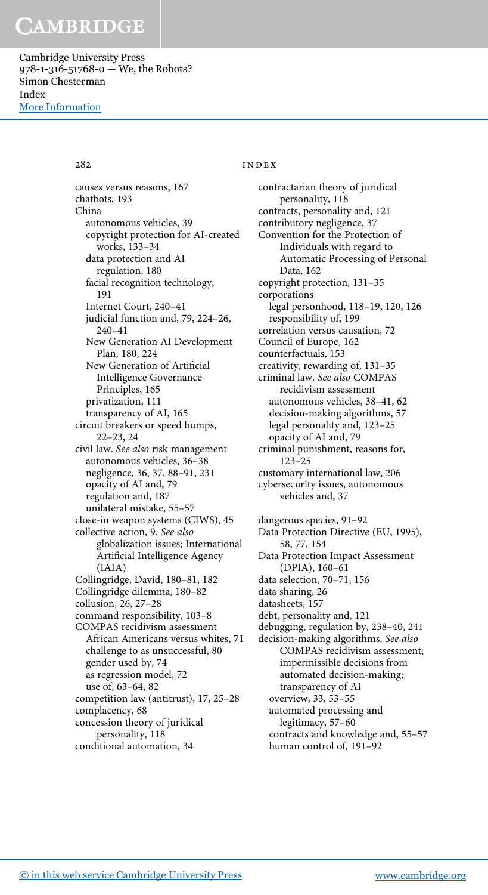causes versus reasons, 167
chatbots, 193
China
  autonomous vehicles, 39
  copyright protection for AI-created works, 133–34
  data protection and AI regulation, 180
  facial recognition technology, 191
  Internet Court, 240–41
  judicial function and, 79, 224–26, 240–41
  New Generation AI Development Plan, 180, 224
  New Generation of Artificial Intelligence Governance Principles, 165
  privatization, 111
  transparency of AI, 165
circuit breakers or speed bumps, 22–23, 24
civil law. *See also* risk management
  autonomous vehicles, 36–38
  negligence, 36, 37, 88–91, 231
  opacity of AI and, 79
  regulation and, 187
  unilateral mistake, 55–57
close-in weapon systems (CIWS), 45
collective action, 9. *See also* globalization issues; International Artificial Intelligence Agency (IAIA)
Collingridge, David, 180–81, 182
Collingridge dilemma, 180–82
collusion, 26, 27–28
command responsibility, 103–8
COMPAS recidivism assessment
  African Americans versus whites, 71
  challenge to as unsuccessful, 80
  gender used by, 74
  as regression model, 72
  use of, 63–64, 82
competition law (antitrust), 17, 25–28
complacency, 68
concession theory of juridical personality, 118
conditional automation, 34
contractarian theory of juridical personality, 118
contracts, personality and, 121
contributory negligence, 37
Convention for the Protection of Individuals with regard to Automatic Processing of Personal Data, 162
copyright protection, 131–35
corporations
  legal personhood, 118–19, 120, 126
  responsibility of, 199
correlation versus causation, 72
Council of Europe, 162
counterfactuals, 153
creativity, rewarding of, 131–35
criminal law. *See also* COMPAS recidivism assessment
  autonomous vehicles, 38–41, 62
  decision-making algorithms, 57
  legal personality and, 123–25
  opacity of AI and, 79
criminal punishment, reasons for, 123–25
customary international law, 206
cybersecurity issues, autonomous vehicles and, 37

dangerous species, 91–92
Data Protection Directive (EU, 1995), 58, 77, 154
Data Protection Impact Assessment (DPIA), 160–61
data selection, 70–71, 156
data sharing, 26
datasheets, 157
debt, personality and, 121
debugging, regulation by, 238–40, 241
decision-making algorithms. *See also* COMPAS recidivism assessment; impermissible decisions from automated decision-making; transparency of AI
  overview, 33, 53–55
  automated processing and legitimacy, 57–60
  contracts and knowledge and, 55–57
  human control of, 191–92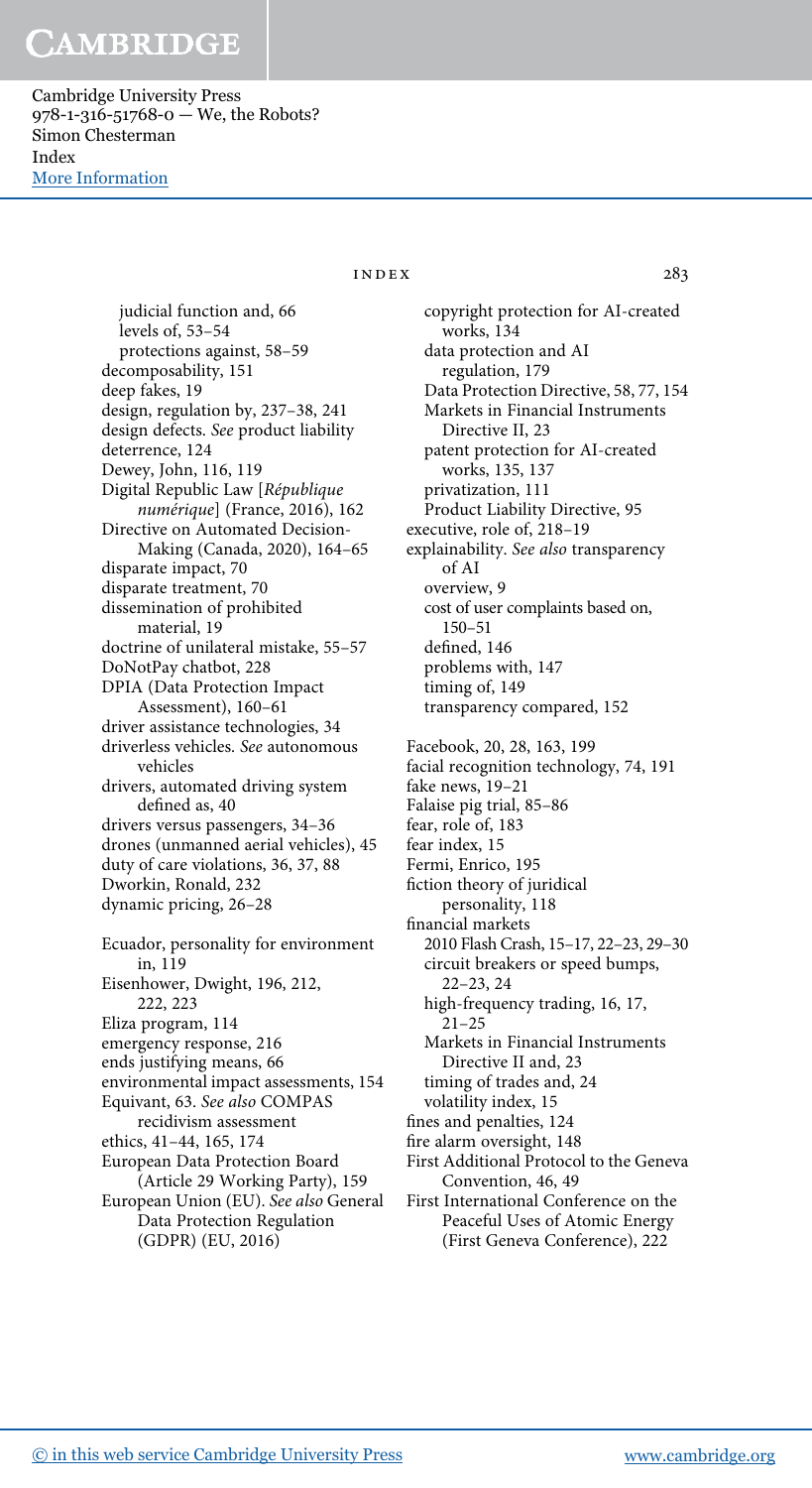judicial function and, 66
levels of, 53–54
protections against, 58–59
decomposability, 151
deep fakes, 19
design, regulation by, 237–38, 241
design defects. *See* product liability
deterrence, 124
Dewey, John, 116, 119
Digital Republic Law [*République numérique*] (France, 2016), 162
Directive on Automated Decision-Making (Canada, 2020), 164–65
disparate impact, 70
disparate treatment, 70
dissemination of prohibited material, 19
doctrine of unilateral mistake, 55–57
DoNotPay chatbot, 228
DPIA (Data Protection Impact Assessment), 160–61
driver assistance technologies, 34
driverless vehicles. *See* autonomous vehicles
drivers, automated driving system defined as, 40
drivers versus passengers, 34–36
drones (unmanned aerial vehicles), 45
duty of care violations, 36, 37, 88
Dworkin, Ronald, 232
dynamic pricing, 26–28

Ecuador, personality for environment in, 119
Eisenhower, Dwight, 196, 212, 222, 223
Eliza program, 114
emergency response, 216
ends justifying means, 66
environmental impact assessments, 154
Equivant, 63. *See also* COMPAS recidivism assessment
ethics, 41–44, 165, 174
European Data Protection Board (Article 29 Working Party), 159
European Union (EU). *See also* General Data Protection Regulation (GDPR) (EU, 2016)
copyright protection for AI-created works, 134
data protection and AI regulation, 179
Data Protection Directive, 58, 77, 154
Markets in Financial Instruments Directive II, 23
patent protection for AI-created works, 135, 137
privatization, 111
Product Liability Directive, 95
executive, role of, 218–19
explainability. *See also* transparency of AI
overview, 9
cost of user complaints based on, 150–51
defined, 146
problems with, 147
timing of, 149
transparency compared, 152

Facebook, 20, 28, 163, 199
facial recognition technology, 74, 191
fake news, 19–21
Falaise pig trial, 85–86
fear, role of, 183
fear index, 15
Fermi, Enrico, 195
fiction theory of juridical personality, 118
financial markets
2010 Flash Crash, 15–17, 22–23, 29–30
circuit breakers or speed bumps, 22–23, 24
high-frequency trading, 16, 17, 21–25
Markets in Financial Instruments Directive II and, 23
timing of trades and, 24
volatility index, 15
fines and penalties, 124
fire alarm oversight, 148
First Additional Protocol to the Geneva Convention, 46, 49
First International Conference on the Peaceful Uses of Atomic Energy (First Geneva Conference), 222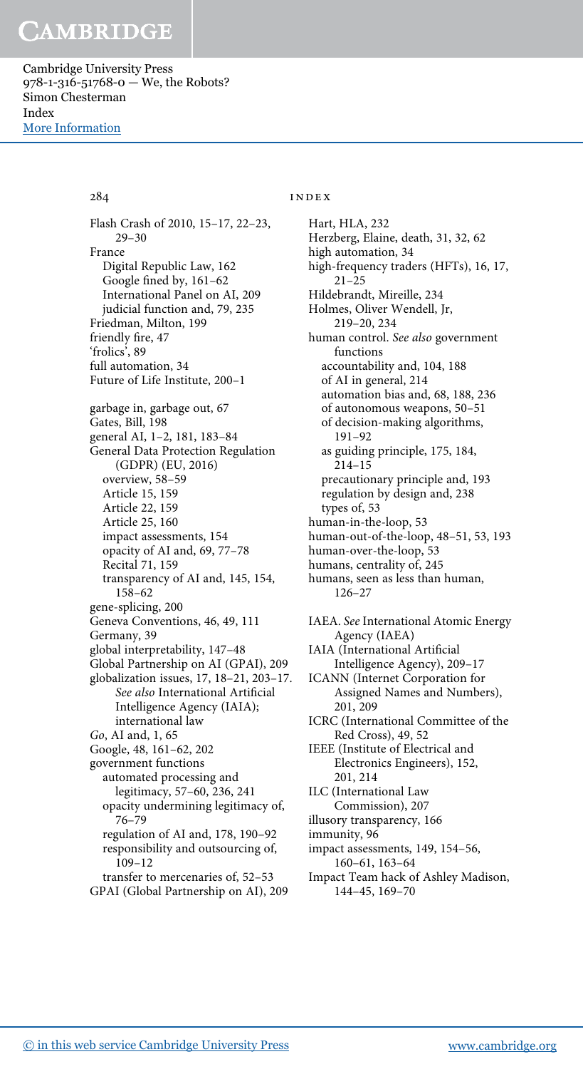Flash Crash of 2010, 15–17, 22–23, 29–30

France
- Digital Republic Law, 162
- Google fined by, 161–62
- International Panel on AI, 209
- judicial function and, 79, 235

Friedman, Milton, 199

friendly fire, 47

'frolics', 89

full automation, 34

Future of Life Institute, 200–1

garbage in, garbage out, 67

Gates, Bill, 198

general AI, 1–2, 181, 183–84

General Data Protection Regulation (GDPR) (EU, 2016)
- overview, 58–59
- Article 15, 159
- Article 22, 159
- Article 25, 160
- impact assessments, 154
- opacity of AI and, 69, 77–78
- Recital 71, 159
- transparency of AI and, 145, 154, 158–62

gene-splicing, 200

Geneva Conventions, 46, 49, 111

Germany, 39

global interpretability, 147–48

Global Partnership on AI (GPAI), 209

globalization issues, 17, 18–21, 203–17. *See also* International Artificial Intelligence Agency (IAIA); international law

*Go*, AI and, 1, 65

Google, 48, 161–62, 202

government functions
- automated processing and legitimacy, 57–60, 236, 241
- opacity undermining legitimacy of, 76–79
- regulation of AI and, 178, 190–92
- responsibility and outsourcing of, 109–12
- transfer to mercenaries of, 52–53

GPAI (Global Partnership on AI), 209

Hart, HLA, 232

Herzberg, Elaine, death, 31, 32, 62

high automation, 34

high-frequency traders (HFTs), 16, 17, 21–25

Hildebrandt, Mireille, 234

Holmes, Oliver Wendell, Jr, 219–20, 234

human control. *See also* government functions
- accountability and, 104, 188
- of AI in general, 214
- automation bias and, 68, 188, 236
- of autonomous weapons, 50–51
- of decision-making algorithms, 191–92
- as guiding principle, 175, 184, 214–15
- precautionary principle and, 193
- regulation by design and, 238
- types of, 53

human-in-the-loop, 53

human-out-of-the-loop, 48–51, 53, 193

human-over-the-loop, 53

humans, centrality of, 245

humans, seen as less than human, 126–27

IAEA. *See* International Atomic Energy Agency (IAEA)

IAIA (International Artificial Intelligence Agency), 209–17

ICANN (Internet Corporation for Assigned Names and Numbers), 201, 209

ICRC (International Committee of the Red Cross), 49, 52

IEEE (Institute of Electrical and Electronics Engineers), 152, 201, 214

ILC (International Law Commission), 207

illusory transparency, 166

immunity, 96

impact assessments, 149, 154–56, 160–61, 163–64

Impact Team hack of Ashley Madison, 144–45, 169–70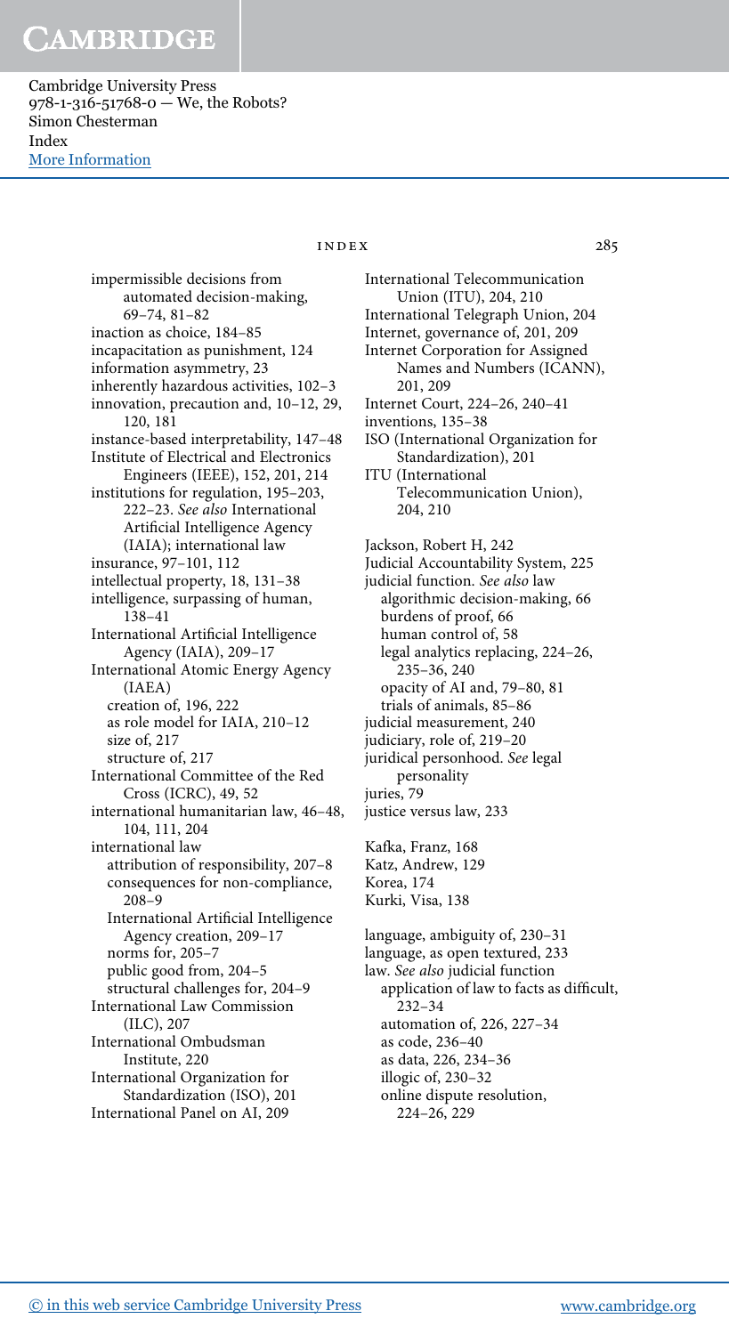impermissible decisions from automated decision-making, 69–74, 81–82
inaction as choice, 184–85
incapacitation as punishment, 124
information asymmetry, 23
inherently hazardous activities, 102–3
innovation, precaution and, 10–12, 29, 120, 181
instance-based interpretability, 147–48
Institute of Electrical and Electronics Engineers (IEEE), 152, 201, 214
institutions for regulation, 195–203, 222–23. *See also* International Artificial Intelligence Agency (IAIA); international law
insurance, 97–101, 112
intellectual property, 18, 131–38
intelligence, surpassing of human, 138–41
International Artificial Intelligence Agency (IAIA), 209–17
International Atomic Energy Agency (IAEA)
- creation of, 196, 222
- as role model for IAIA, 210–12
- size of, 217
- structure of, 217

International Committee of the Red Cross (ICRC), 49, 52
international humanitarian law, 46–48, 104, 111, 204
international law
- attribution of responsibility, 207–8
- consequences for non-compliance, 208–9
- International Artificial Intelligence Agency creation, 209–17
- norms for, 205–7
- public good from, 204–5
- structural challenges for, 204–9

International Law Commission (ILC), 207
International Ombudsman Institute, 220
International Organization for Standardization (ISO), 201
International Panel on AI, 209
International Telecommunication Union (ITU), 204, 210
International Telegraph Union, 204
Internet, governance of, 201, 209
Internet Corporation for Assigned Names and Numbers (ICANN), 201, 209
Internet Court, 224–26, 240–41
inventions, 135–38
ISO (International Organization for Standardization), 201
ITU (International Telecommunication Union), 204, 210

Jackson, Robert H, 242
Judicial Accountability System, 225
judicial function. *See also* law
- algorithmic decision-making, 66
- burdens of proof, 66
- human control of, 58
- legal analytics replacing, 224–26, 235–36, 240
- opacity of AI and, 79–80, 81
- trials of animals, 85–86

judicial measurement, 240
judiciary, role of, 219–20
juridical personhood. *See* legal personality
juries, 79
justice versus law, 233

Kafka, Franz, 168
Katz, Andrew, 129
Korea, 174
Kurki, Visa, 138

language, ambiguity of, 230–31
language, as open textured, 233
law. *See also* judicial function
- application of law to facts as difficult, 232–34
- automation of, 226, 227–34
- as code, 236–40
- as data, 226, 234–36
- illogic of, 230–32
- online dispute resolution, 224–26, 229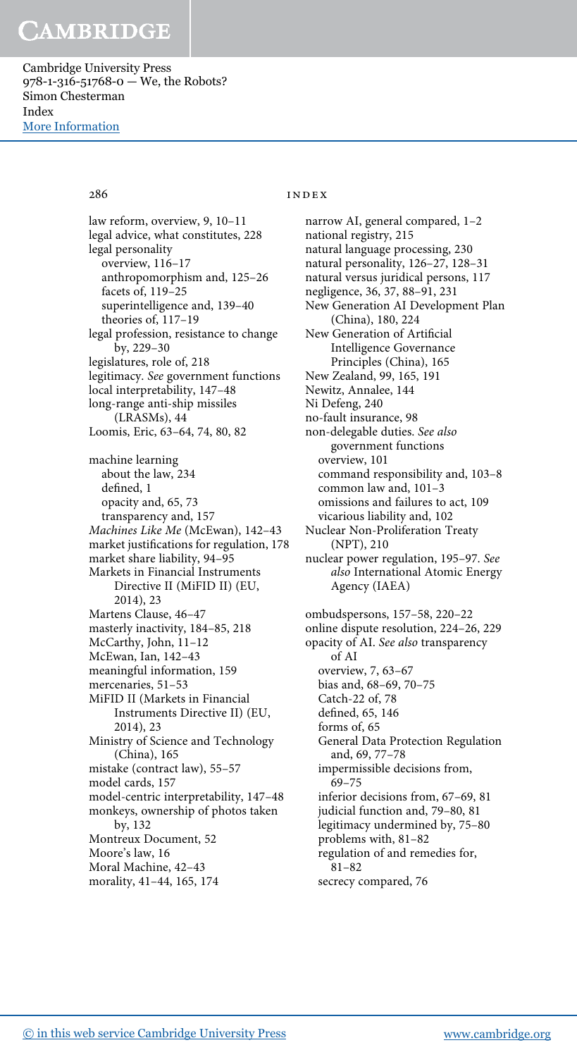law reform, overview, 9, 10–11
legal advice, what constitutes, 228
legal personality
  overview, 116–17
  anthropomorphism and, 125–26
  facets of, 119–25
  superintelligence and, 139–40
  theories of, 117–19
legal profession, resistance to change by, 229–30
legislatures, role of, 218
legitimacy. *See* government functions
local interpretability, 147–48
long-range anti-ship missiles (LRASMs), 44
Loomis, Eric, 63–64, 74, 80, 82

machine learning
  about the law, 234
  defined, 1
  opacity and, 65, 73
  transparency and, 157
*Machines Like Me* (McEwan), 142–43
market justifications for regulation, 178
market share liability, 94–95
Markets in Financial Instruments Directive II (MiFID II) (EU, 2014), 23
Martens Clause, 46–47
masterly inactivity, 184–85, 218
McCarthy, John, 11–12
McEwan, Ian, 142–43
meaningful information, 159
mercenaries, 51–53
MiFID II (Markets in Financial Instruments Directive II) (EU, 2014), 23
Ministry of Science and Technology (China), 165
mistake (contract law), 55–57
model cards, 157
model-centric interpretability, 147–48
monkeys, ownership of photos taken by, 132
Montreux Document, 52
Moore's law, 16
Moral Machine, 42–43
morality, 41–44, 165, 174

narrow AI, general compared, 1–2
national registry, 215
natural language processing, 230
natural personality, 126–27, 128–31
natural versus juridical persons, 117
negligence, 36, 37, 88–91, 231
New Generation AI Development Plan (China), 180, 224
New Generation of Artificial Intelligence Governance Principles (China), 165
New Zealand, 99, 165, 191
Newitz, Annalee, 144
Ni Defeng, 240
no-fault insurance, 98
non-delegable duties. *See also* government functions
  overview, 101
  command responsibility and, 103–8
  common law and, 101–3
  omissions and failures to act, 109
  vicarious liability and, 102
Nuclear Non-Proliferation Treaty (NPT), 210
nuclear power regulation, 195–97. *See also* International Atomic Energy Agency (IAEA)

ombudspersons, 157–58, 220–22
online dispute resolution, 224–26, 229
opacity of AI. *See also* transparency of AI
  overview, 7, 63–67
  bias and, 68–69, 70–75
  Catch-22 of, 78
  defined, 65, 146
  forms of, 65
  General Data Protection Regulation and, 69, 77–78
  impermissible decisions from, 69–75
  inferior decisions from, 67–69, 81
  judicial function and, 79–80, 81
  legitimacy undermined by, 75–80
  problems with, 81–82
  regulation of and remedies for, 81–82
  secrecy compared, 76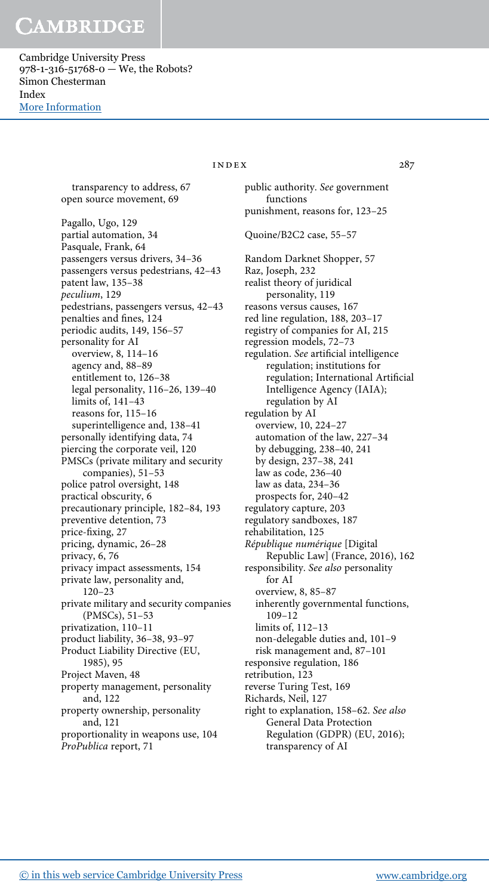transparency to address, 67
open source movement, 69

Pagallo, Ugo, 129
partial automation, 34
Pasquale, Frank, 64
passengers versus drivers, 34–36
passengers versus pedestrians, 42–43
patent law, 135–38
*peculium*, 129
pedestrians, passengers versus, 42–43
penalties and fines, 124
periodic audits, 149, 156–57
personality for AI
- overview, 8, 114–16
- agency and, 88–89
- entitlement to, 126–38
- legal personality, 116–26, 139–40
- limits of, 141–43
- reasons for, 115–16
- superintelligence and, 138–41

personally identifying data, 74
piercing the corporate veil, 120
PMSCs (private military and security companies), 51–53
police patrol oversight, 148
practical obscurity, 6
precautionary principle, 182–84, 193
preventive detention, 73
price-fixing, 27
pricing, dynamic, 26–28
privacy, 6, 76
privacy impact assessments, 154
private law, personality and, 120–23
private military and security companies (PMSCs), 51–53
privatization, 110–11
product liability, 36–38, 93–97
Product Liability Directive (EU, 1985), 95
Project Maven, 48
property management, personality and, 122
property ownership, personality and, 121
proportionality in weapons use, 104
*ProPublica* report, 71
public authority. *See* government functions
punishment, reasons for, 123–25

Quoine/B2C2 case, 55–57

Random Darknet Shopper, 57
Raz, Joseph, 232
realist theory of juridical personality, 119
reasons versus causes, 167
red line regulation, 188, 203–17
registry of companies for AI, 215
regression models, 72–73
regulation. *See* artificial intelligence regulation; institutions for regulation; International Artificial Intelligence Agency (IAIA); regulation by AI
regulation by AI
- overview, 10, 224–27
- automation of the law, 227–34
- by debugging, 238–40, 241
- by design, 237–38, 241
- law as code, 236–40
- law as data, 234–36
- prospects for, 240–42

regulatory capture, 203
regulatory sandboxes, 187
rehabilitation, 125
*République numérique* [Digital Republic Law] (France, 2016), 162
responsibility. *See also* personality for AI
- overview, 8, 85–87
- inherently governmental functions, 109–12
- limits of, 112–13
- non-delegable duties and, 101–9
- risk management and, 87–101

responsive regulation, 186
retribution, 123
reverse Turing Test, 169
Richards, Neil, 127
right to explanation, 158–62. *See also* General Data Protection Regulation (GDPR) (EU, 2016); transparency of AI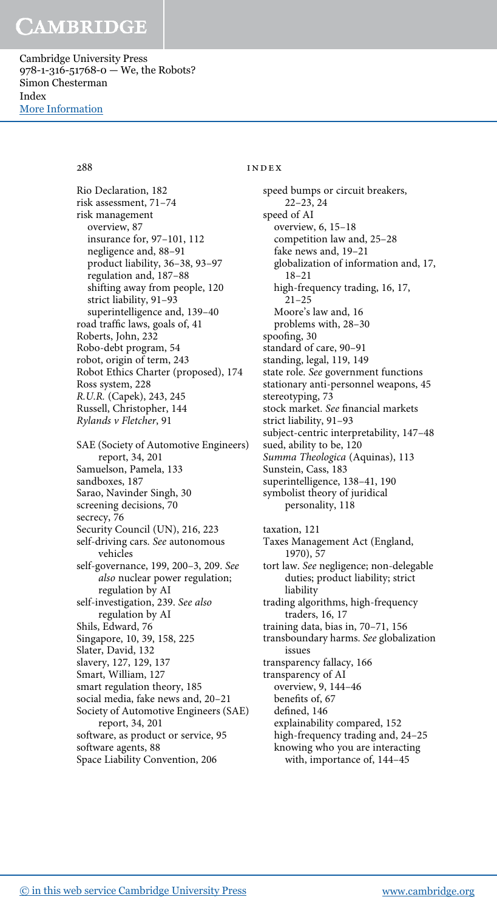Rio Declaration, 182
risk assessment, 71–74
risk management
- overview, 87
- insurance for, 97–101, 112
- negligence and, 88–91
- product liability, 36–38, 93–97
- regulation and, 187–88
- shifting away from people, 120
- strict liability, 91–93
- superintelligence and, 139–40

road traffic laws, goals of, 41
Roberts, John, 232
Robo-debt program, 54
robot, origin of term, 243
Robot Ethics Charter (proposed), 174
Ross system, 228
*R.U.R.* (Capek), 243, 245
Russell, Christopher, 144
*Rylands v Fletcher*, 91

SAE (Society of Automotive Engineers) report, 34, 201
Samuelson, Pamela, 133
sandboxes, 187
Sarao, Navinder Singh, 30
screening decisions, 70
secrecy, 76
Security Council (UN), 216, 223
self-driving cars. *See* autonomous vehicles
self-governance, 199, 200–3, 209. *See also* nuclear power regulation; regulation by AI
self-investigation, 239. *See also* regulation by AI
Shils, Edward, 76
Singapore, 10, 39, 158, 225
Slater, David, 132
slavery, 127, 129, 137
Smart, William, 127
smart regulation theory, 185
social media, fake news and, 20–21
Society of Automotive Engineers (SAE) report, 34, 201
software, as product or service, 95
software agents, 88
Space Liability Convention, 206

speed bumps or circuit breakers, 22–23, 24
speed of AI
- overview, 6, 15–18
- competition law and, 25–28
- fake news and, 19–21
- globalization of information and, 17, 18–21
- high-frequency trading, 16, 17, 21–25
- Moore's law and, 16
- problems with, 28–30

spoofing, 30
standard of care, 90–91
standing, legal, 119, 149
state role. *See* government functions
stationary anti-personnel weapons, 45
stereotyping, 73
stock market. *See* financial markets
strict liability, 91–93
subject-centric interpretability, 147–48
sued, ability to be, 120
*Summa Theologica* (Aquinas), 113
Sunstein, Cass, 183
superintelligence, 138–41, 190
symbolist theory of juridical personality, 118

taxation, 121
Taxes Management Act (England, 1970), 57
tort law. *See* negligence; non-delegable duties; product liability; strict liability
trading algorithms, high-frequency traders, 16, 17
training data, bias in, 70–71, 156
transboundary harms. *See* globalization issues
transparency fallacy, 166
transparency of AI
- overview, 9, 144–46
- benefits of, 67
- defined, 146
- explainability compared, 152
- high-frequency trading and, 24–25
- knowing who you are interacting with, importance of, 144–45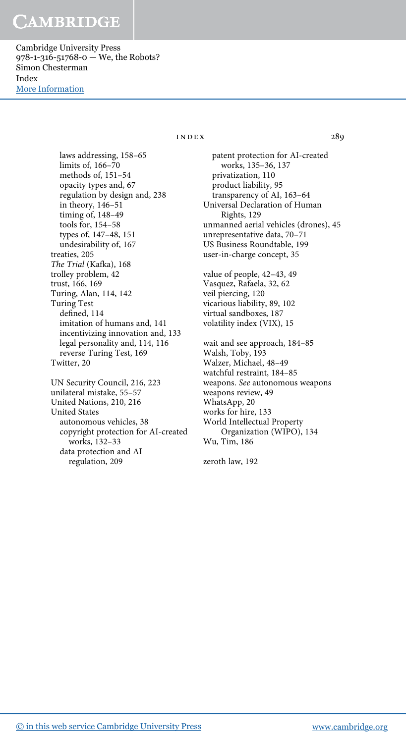laws addressing, 158–65
limits of, 166–70
methods of, 151–54
opacity types and, 67
regulation by design and, 238
in theory, 146–51
timing of, 148–49
tools for, 154–58
types of, 147–48, 151
undesirability of, 167

treaties, 205
*The Trial* (Kafka), 168
trolley problem, 42
trust, 166, 169
Turing, Alan, 114, 142
Turing Test
defined, 114
imitation of humans and, 141
incentivizing innovation and, 133
legal personality and, 114, 116
reverse Turing Test, 169

Twitter, 20

UN Security Council, 216, 223
unilateral mistake, 55–57
United Nations, 210, 216
United States
autonomous vehicles, 38
copyright protection for AI-created works, 132–33
data protection and AI regulation, 209
patent protection for AI-created works, 135–36, 137
privatization, 110
product liability, 95
transparency of AI, 163–64

Universal Declaration of Human Rights, 129
unmanned aerial vehicles (drones), 45
unrepresentative data, 70–71
US Business Roundtable, 199
user-in-charge concept, 35

value of people, 42–43, 49
Vasquez, Rafaela, 32, 62
veil piercing, 120
vicarious liability, 89, 102
virtual sandboxes, 187
volatility index (VIX), 15

wait and see approach, 184–85
Walsh, Toby, 193
Walzer, Michael, 48–49
watchful restraint, 184–85
weapons. *See* autonomous weapons
weapons review, 49
WhatsApp, 20
works for hire, 133
World Intellectual Property Organization (WIPO), 134
Wu, Tim, 186

zeroth law, 192